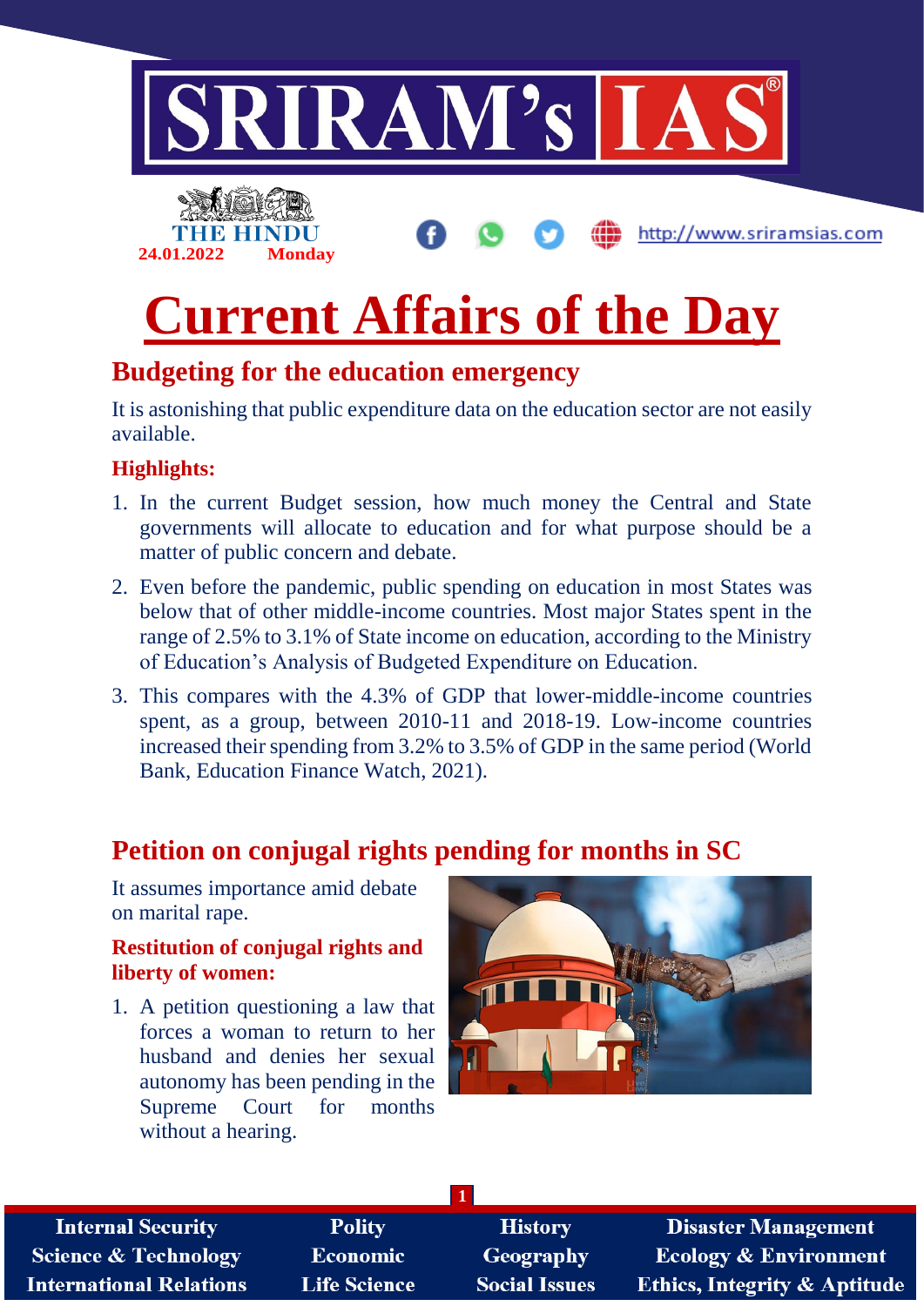# Current Affairs of the Day

24.01.2022 Monday

## Budgeting for the education emergency

It is astonishing that public expenditure data on the education sector are not easily available.

### Highlights:

1. In the current Budget session, how much money the Central and State governments will allocate to education and for what purpose should be a matter of public concern and debate.
2. Even before the pandemic, public spending on education in most States was below that of other middle-income countries. Most major States spent in the range of 2.5% to 3.1% of State income on education, according to the Ministry of Education's Analysis of Budgeted Expenditure on Education.
3. This compares with the 4.3% of GDP that lower-middle-income countries spent, as a group, between 2010-11 and 2018-19. Low-income countries increased their spending from 3.2% to 3.5% of GDP in the same period (World Bank, Education Finance Watch, 2021).

## Petition on conjugal rights pending for months in SC

It assumes importance amid debate on marital rape.

### Restitution of conjugal rights and liberty of women:

1. A petition questioning a law that forces a woman to return to her husband and denies her sexual autonomy has been pending in the Supreme Court for months without a hearing.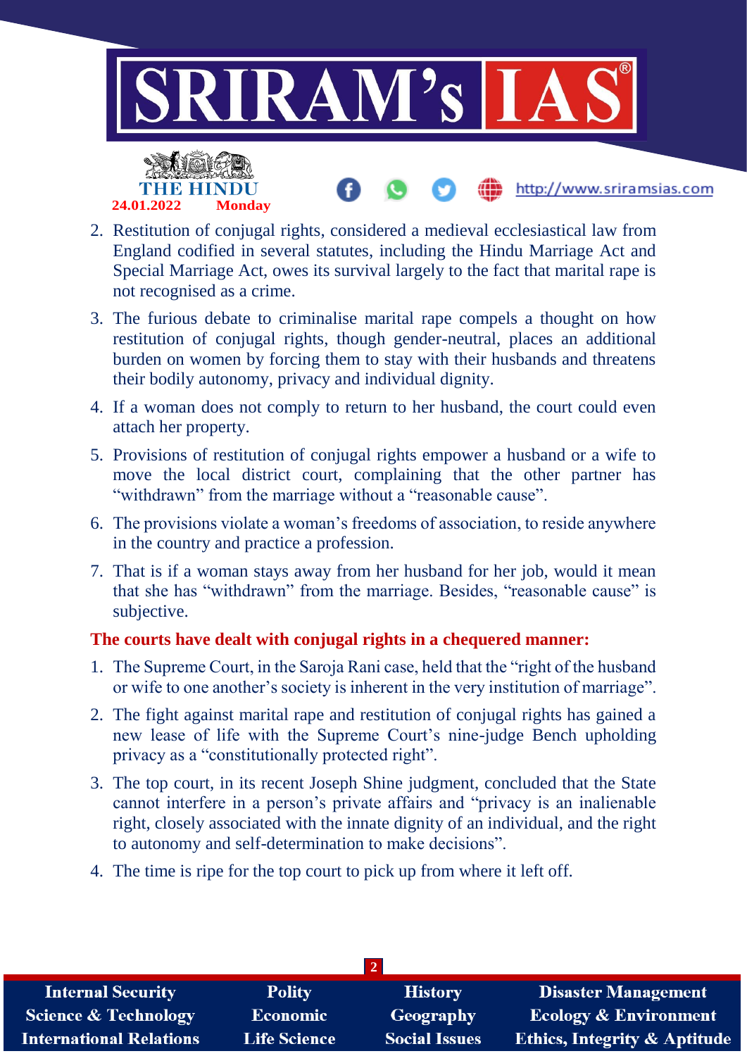2. Restitution of conjugal rights, considered a medieval ecclesiastical law from England codified in several statutes, including the Hindu Marriage Act and Special Marriage Act, owes its survival largely to the fact that marital rape is not recognised as a crime.
3. The furious debate to criminalise marital rape compels a thought on how restitution of conjugal rights, though gender-neutral, places an additional burden on women by forcing them to stay with their husbands and threatens their bodily autonomy, privacy and individual dignity.
4. If a woman does not comply to return to her husband, the court could even attach her property.
5. Provisions of restitution of conjugal rights empower a husband or a wife to move the local district court, complaining that the other partner has "withdrawn" from the marriage without a "reasonable cause".
6. The provisions violate a woman's freedoms of association, to reside anywhere in the country and practice a profession.
7. That is if a woman stays away from her husband for her job, would it mean that she has "withdrawn" from the marriage. Besides, "reasonable cause" is subjective.

**The courts have dealt with conjugal rights in a chequered manner:**

1. The Supreme Court, in the Saroja Rani case, held that the "right of the husband or wife to one another's society is inherent in the very institution of marriage".
2. The fight against marital rape and restitution of conjugal rights has gained a new lease of life with the Supreme Court's nine-judge Bench upholding privacy as a "constitutionally protected right".
3. The top court, in its recent Joseph Shine judgment, concluded that the State cannot interfere in a person's private affairs and "privacy is an inalienable right, closely associated with the innate dignity of an individual, and the right to autonomy and self-determination to make decisions".
4. The time is ripe for the top court to pick up from where it left off.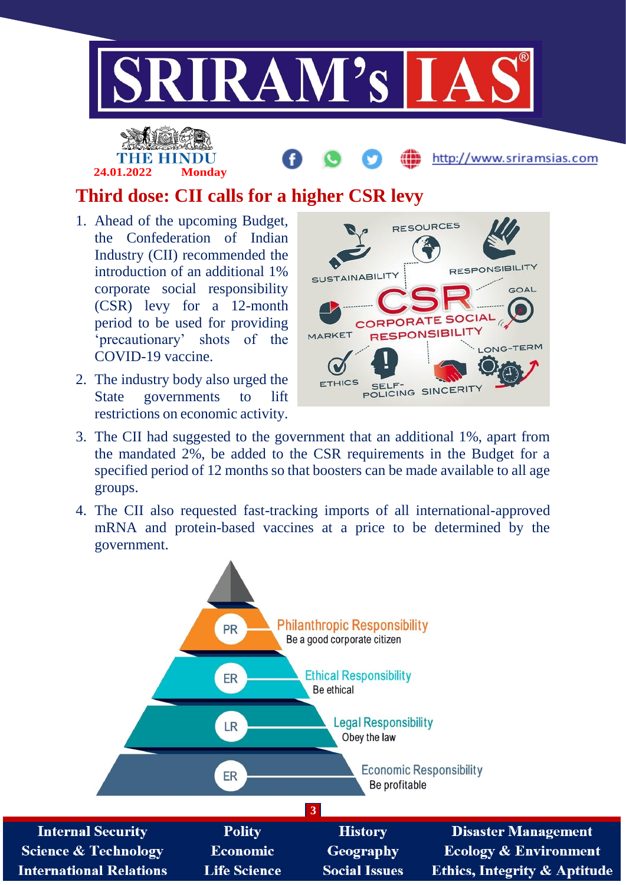# Third dose: CII calls for a higher CSR levy

1. Ahead of the upcoming Budget, the Confederation of Indian Industry (CII) recommended the introduction of an additional 1% corporate social responsibility (CSR) levy for a 12-month period to be used for providing 'precautionary' shots of the COVID-19 vaccine.
2. The industry body also urged the State governments to lift restrictions on economic activity.
3. The CII had suggested to the government that an additional 1%, apart from the mandated 2%, be added to the CSR requirements in the Budget for a specified period of 12 months so that boosters can be made available to all age groups.
4. The CII also requested fast-tracking imports of all international-approved mRNA and protein-based vaccines at a price to be determined by the government.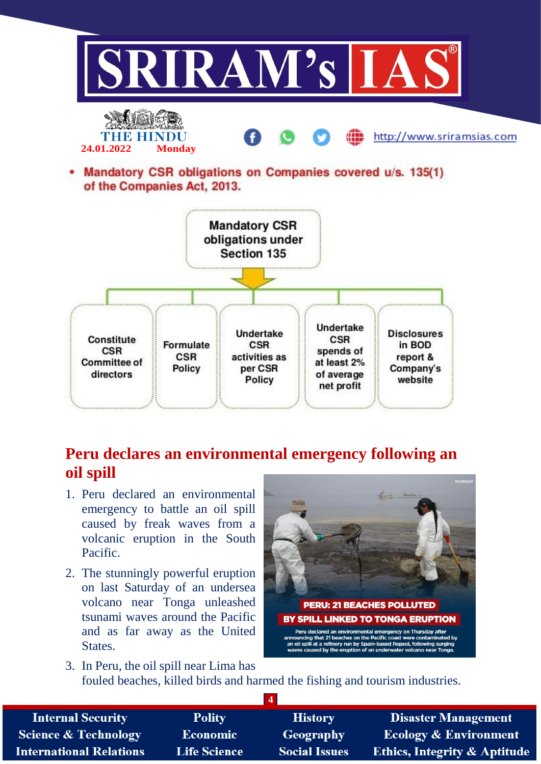- **Mandatory CSR obligations on Companies covered u/s. 135(1) of the Companies Act, 2013.**

Mandatory CSR obligations under Section 135

- Constitute CSR Committee of directors
- Formulate CSR Policy
- Undertake CSR activities as per CSR Policy
- Undertake CSR spends of at least 2% of average net profit
- Disclosures in BOD report & Company's website

## Peru declares an environmental emergency following an oil spill

1. Peru declared an environmental emergency to battle an oil spill caused by freak waves from a volcanic eruption in the South Pacific.
2. The stunningly powerful eruption on last Saturday of an undersea volcano near Tonga unleashed tsunami waves around the Pacific and as far away as the United States.
3. In Peru, the oil spill near Lima has fouled beaches, killed birds and harmed the fishing and tourism industries.

PERU: 21 BEACHES POLLUTED BY SPILL LINKED TO TONGA ERUPTION

Peru declared an environmental emergency on Thursday after announcing that 21 beaches on the Pacific coast were contaminated by an oil spill at a refinery run by Spain-based Repsol, following surging waves caused by the eruption of an underwater volcano near Tonga.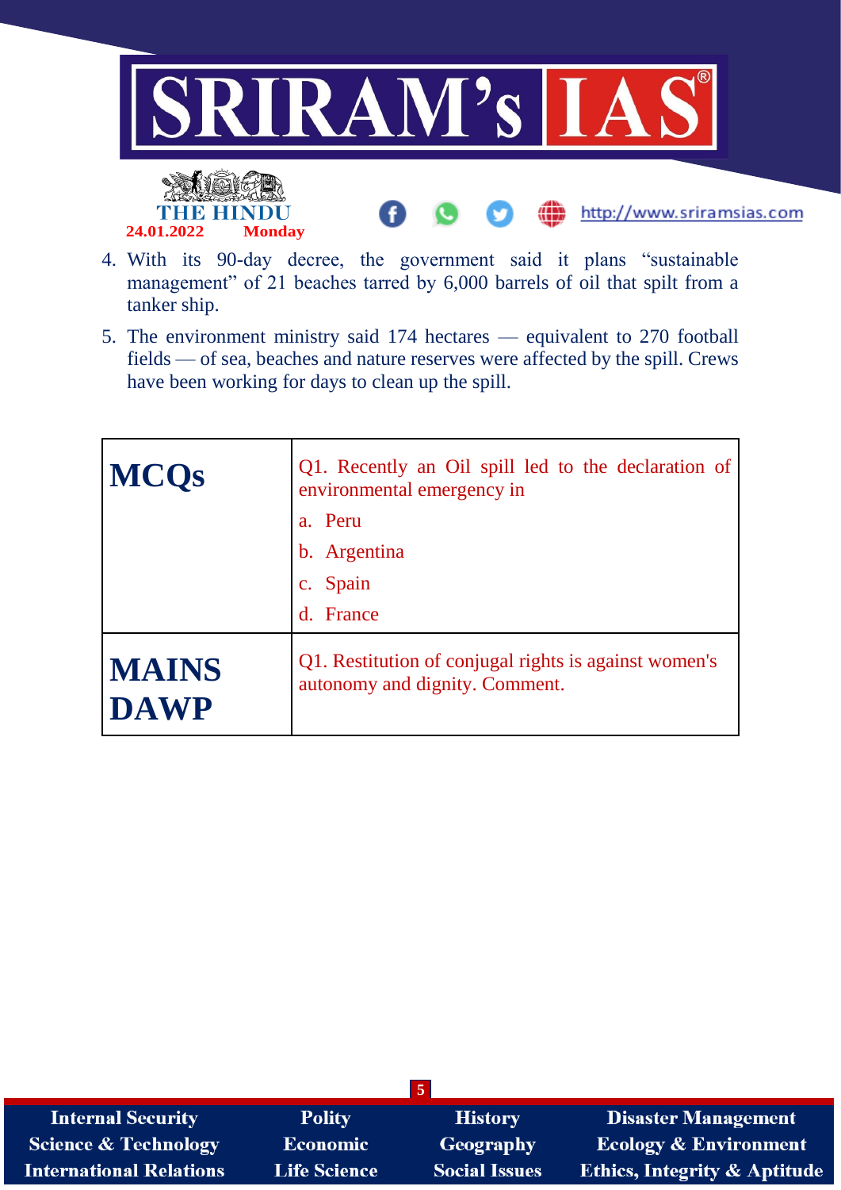4. With its 90-day decree, the government said it plans “sustainable management” of 21 beaches tarred by 6,000 barrels of oil that spilt from a tanker ship.
5. The environment ministry said 174 hectares — equivalent to 270 football fields — of sea, beaches and nature reserves were affected by the spill. Crews have been working for days to clean up the spill.

| | |
|---|---|
| **MCQs** | Q1. Recently an Oil spill led to the declaration of environmental emergency in<br>a. Peru<br>b. Argentina<br>c. Spain<br>d. France |
| **MAINS DAWP** | Q1. Restitution of conjugal rights is against women's autonomy and dignity. Comment. |